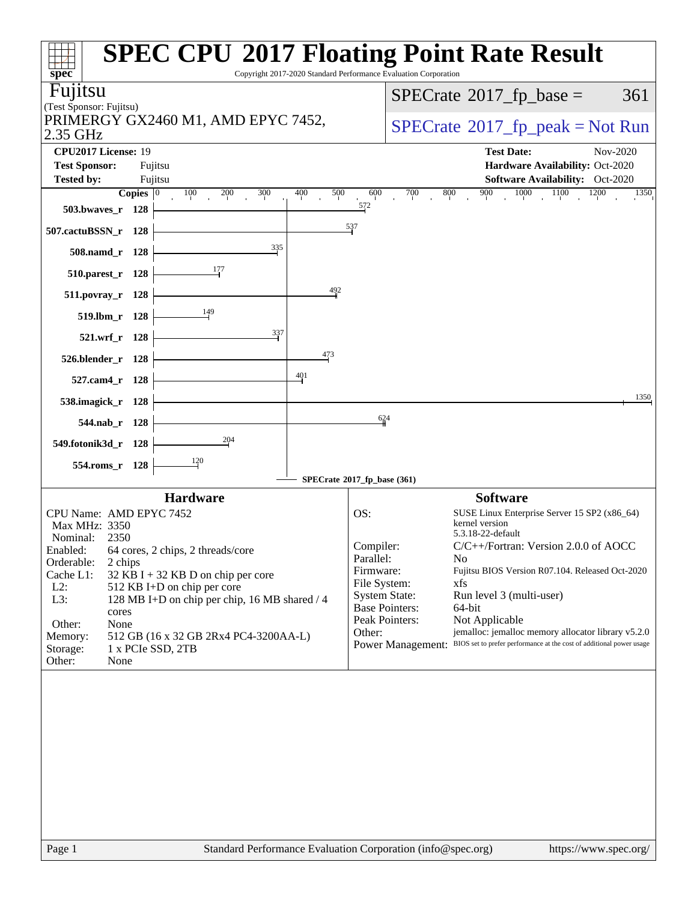# SPEC CPU 2017 Floating Point Rate Result

Copyright 2017-2020 Standard Performance Evaluation Corporation

**Fujitsu**
(Test Sponsor: Fujitsu)
PRIMERGY GX2460 M1, AMD EPYC 7452, 2.35 GHz

SPECrate 2017_fp_base = 361

SPECrate 2017_fp_peak = Not Run

| | | | |
|---|---|---|---|
| **CPU2017 License:** | 19 | **Test Date:** | Nov-2020 |
| **Test Sponsor:** | Fujitsu | **Hardware Availability:** | Oct-2020 |
| **Tested by:** | Fujitsu | **Software Availability:** | Oct-2020 |

| Benchmark | Copies | Base Ratio |
|---|---|---|
| 503.bwaves_r | 128 | 572 |
| 507.cactuBSSN_r | 128 | 537 |
| 508.namd_r | 128 | 335 |
| 510.parest_r | 128 | 177 |
| 511.povray_r | 128 | 492 |
| 519.lbm_r | 128 | 149 |
| 521.wrf_r | 128 | 337 |
| 526.blender_r | 128 | 473 |
| 527.cam4_r | 128 | 401 |
| 538.imagick_r | 128 | 1350 |
| 544.nab_r | 128 | 624 |
| 549.fotonik3d_r | 128 | 204 |
| 554.roms_r | 128 | 120 |

SPECrate 2017_fp_base (361)

## Hardware

| | |
|---|---|
| CPU Name: | AMD EPYC 7452 |
| Max MHz: | 3350 |
| Nominal: | 2350 |
| Enabled: | 64 cores, 2 chips, 2 threads/core |
| Orderable: | 2 chips |
| Cache L1: | 32 KB I + 32 KB D on chip per core |
| L2: | 512 KB I+D on chip per core |
| L3: | 128 MB I+D on chip per chip, 16 MB shared / 4 cores |
| Other: | None |
| Memory: | 512 GB (16 x 32 GB 2Rx4 PC4-3200AA-L) |
| Storage: | 1 x PCIe SSD, 2TB |
| Other: | None |

## Software

| | |
|---|---|
| OS: | SUSE Linux Enterprise Server 15 SP2 (x86_64) kernel version 5.3.18-22-default |
| Compiler: | C/C++/Fortran: Version 2.0.0 of AOCC |
| Parallel: | No |
| Firmware: | Fujitsu BIOS Version R07.104. Released Oct-2020 |
| File System: | xfs |
| System State: | Run level 3 (multi-user) |
| Base Pointers: | 64-bit |
| Peak Pointers: | Not Applicable |
| Other: | jemalloc: jemalloc memory allocator library v5.2.0 |
| Power Management: | BIOS set to prefer performance at the cost of additional power usage |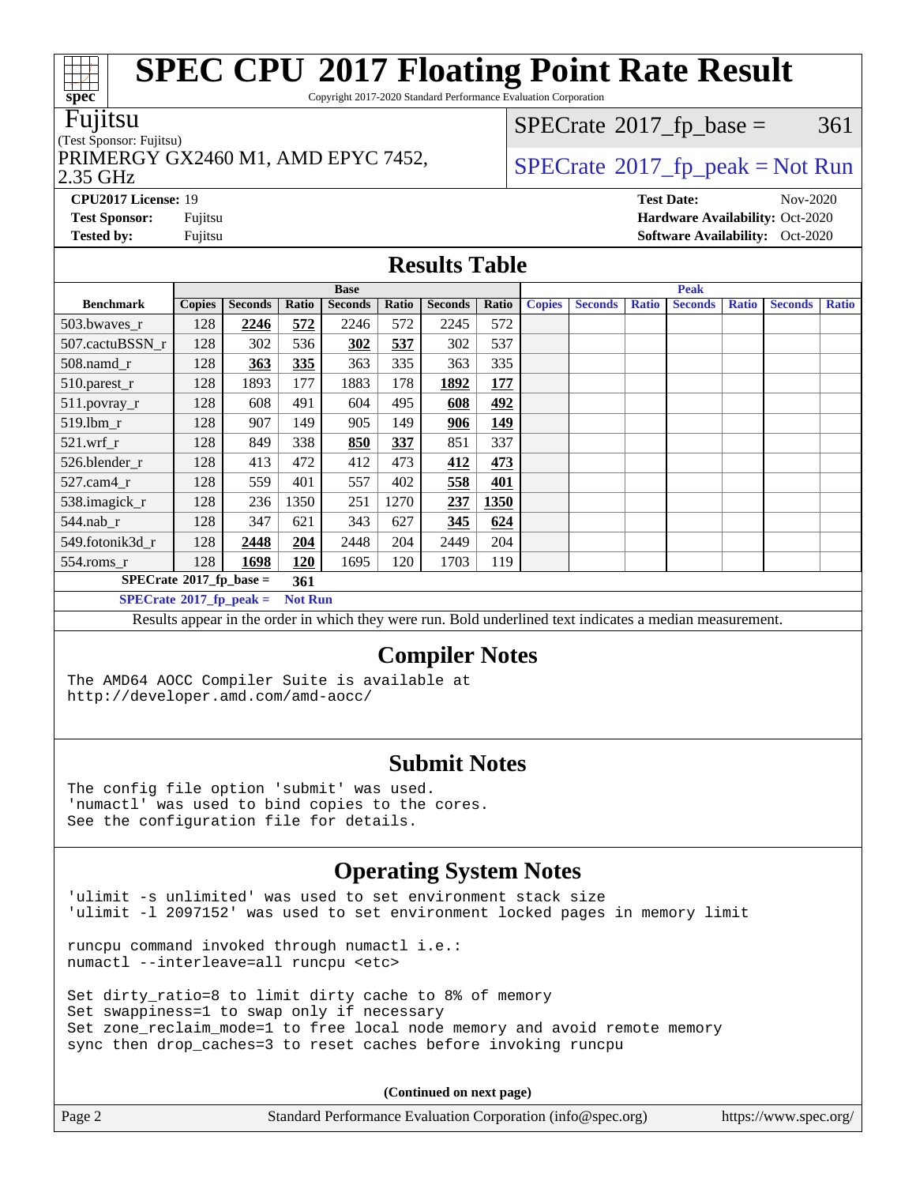# SPEC CPU 2017 Floating Point Rate Result

Copyright 2017-2020 Standard Performance Evaluation Corporation

**Fujitsu**
(Test Sponsor: Fujitsu)
PRIMERGY GX2460 M1, AMD EPYC 7452, 2.35 GHz

SPECrate 2017_fp_base = 361
SPECrate 2017_fp_peak = Not Run

**CPU2017 License:** 19
**Test Sponsor:** Fujitsu
**Tested by:** Fujitsu
**Test Date:** Nov-2020
**Hardware Availability:** Oct-2020
**Software Availability:** Oct-2020

## Results Table

| Benchmark | Base | | | | | | | Peak | | | | | | |
|---|---|---|---|---|---|---|---|---|---|---|---|---|---|---|
| | Copies | Seconds | Ratio | Seconds | Ratio | Seconds | Ratio | Copies | Seconds | Ratio | Seconds | Ratio | Seconds | Ratio |
| 503.bwaves_r | 128 | **2246** | **572** | 2246 | 572 | 2245 | 572 | | | | | | | |
| 507.cactuBSSN_r | 128 | 302 | 536 | **302** | **537** | 302 | 537 | | | | | | | |
| 508.namd_r | 128 | **363** | **335** | 363 | 335 | 363 | 335 | | | | | | | |
| 510.parest_r | 128 | 1893 | 177 | 1883 | 178 | **1892** | **177** | | | | | | | |
| 511.povray_r | 128 | 608 | 491 | 604 | 495 | **608** | **492** | | | | | | | |
| 519.lbm_r | 128 | 907 | 149 | 905 | 149 | **906** | **149** | | | | | | | |
| 521.wrf_r | 128 | 849 | 338 | **850** | **337** | 851 | 337 | | | | | | | |
| 526.blender_r | 128 | 413 | 472 | 412 | 473 | **412** | **473** | | | | | | | |
| 527.cam4_r | 128 | 559 | 401 | 557 | 402 | **558** | **401** | | | | | | | |
| 538.imagick_r | 128 | 236 | 1350 | 251 | 1270 | **237** | **1350** | | | | | | | |
| 544.nab_r | 128 | 347 | 621 | 343 | 627 | **345** | **624** | | | | | | | |
| 549.fotonik3d_r | 128 | **2448** | **204** | 2448 | 204 | 2449 | 204 | | | | | | | |
| 554.roms_r | 128 | **1698** | **120** | 1695 | 120 | 1703 | 119 | | | | | | | |

SPECrate 2017_fp_base = **361**

SPECrate 2017_fp_peak = **Not Run**

Results appear in the order in which they were run. Bold underlined text indicates a median measurement.

## Compiler Notes

```
The AMD64 AOCC Compiler Suite is available at
http://developer.amd.com/amd-aocc/
```

## Submit Notes

```
The config file option 'submit' was used.
'numactl' was used to bind copies to the cores.
See the configuration file for details.
```

## Operating System Notes

```
'ulimit -s unlimited' was used to set environment stack size
'ulimit -l 2097152' was used to set environment locked pages in memory limit

runcpu command invoked through numactl i.e.:
numactl --interleave=all runcpu <etc>

Set dirty_ratio=8 to limit dirty cache to 8% of memory
Set swappiness=1 to swap only if necessary
Set zone_reclaim_mode=1 to free local node memory and avoid remote memory
sync then drop_caches=3 to reset caches before invoking runcpu
```

**(Continued on next page)**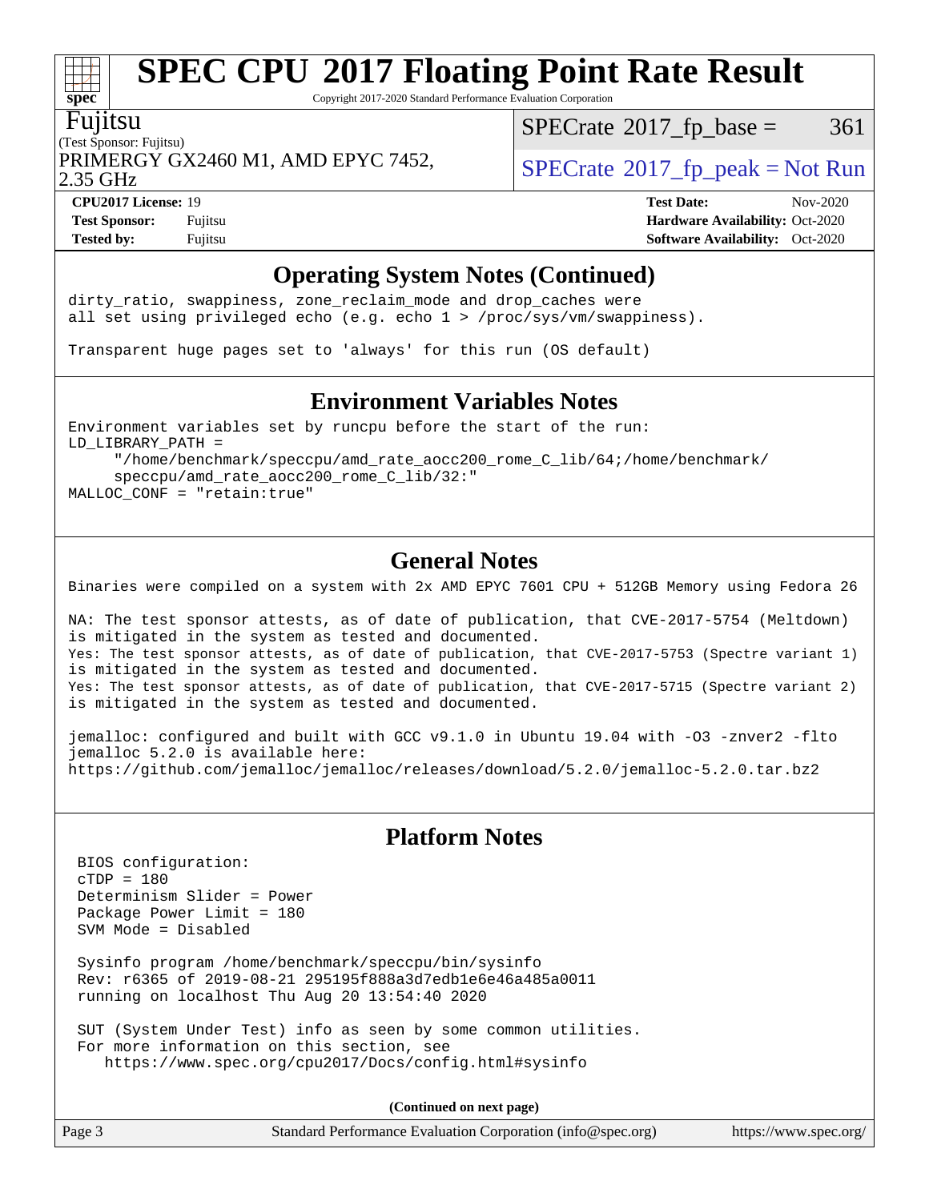## Operating System Notes (Continued)

```
dirty_ratio, swappiness, zone_reclaim_mode and drop_caches were
all set using privileged echo (e.g. echo 1 > /proc/sys/vm/swappiness).

Transparent huge pages set to 'always' for this run (OS default)
```

## Environment Variables Notes

```
Environment variables set by runcpu before the start of the run:
LD_LIBRARY_PATH =
     "/home/benchmark/speccpu/amd_rate_aocc200_rome_C_lib/64;/home/benchmark/
     speccpu/amd_rate_aocc200_rome_C_lib/32:"
MALLOC_CONF = "retain:true"
```

## General Notes

```
Binaries were compiled on a system with 2x AMD EPYC 7601 CPU + 512GB Memory using Fedora 26

NA: The test sponsor attests, as of date of publication, that CVE-2017-5754 (Meltdown)
is mitigated in the system as tested and documented.
Yes: The test sponsor attests, as of date of publication, that CVE-2017-5753 (Spectre variant 1)
is mitigated in the system as tested and documented.
Yes: The test sponsor attests, as of date of publication, that CVE-2017-5715 (Spectre variant 2)
is mitigated in the system as tested and documented.

jemalloc: configured and built with GCC v9.1.0 in Ubuntu 19.04 with -O3 -znver2 -flto
jemalloc 5.2.0 is available here:
https://github.com/jemalloc/jemalloc/releases/download/5.2.0/jemalloc-5.2.0.tar.bz2
```

## Platform Notes

```
BIOS configuration:
cTDP = 180
Determinism Slider = Power
Package Power Limit = 180
SVM Mode = Disabled

Sysinfo program /home/benchmark/speccpu/bin/sysinfo
Rev: r6365 of 2019-08-21 295195f888a3d7edb1e6e46a485a0011
running on localhost Thu Aug 20 13:54:40 2020

SUT (System Under Test) info as seen by some common utilities.
For more information on this section, see
   https://www.spec.org/cpu2017/Docs/config.html#sysinfo
```

**(Continued on next page)**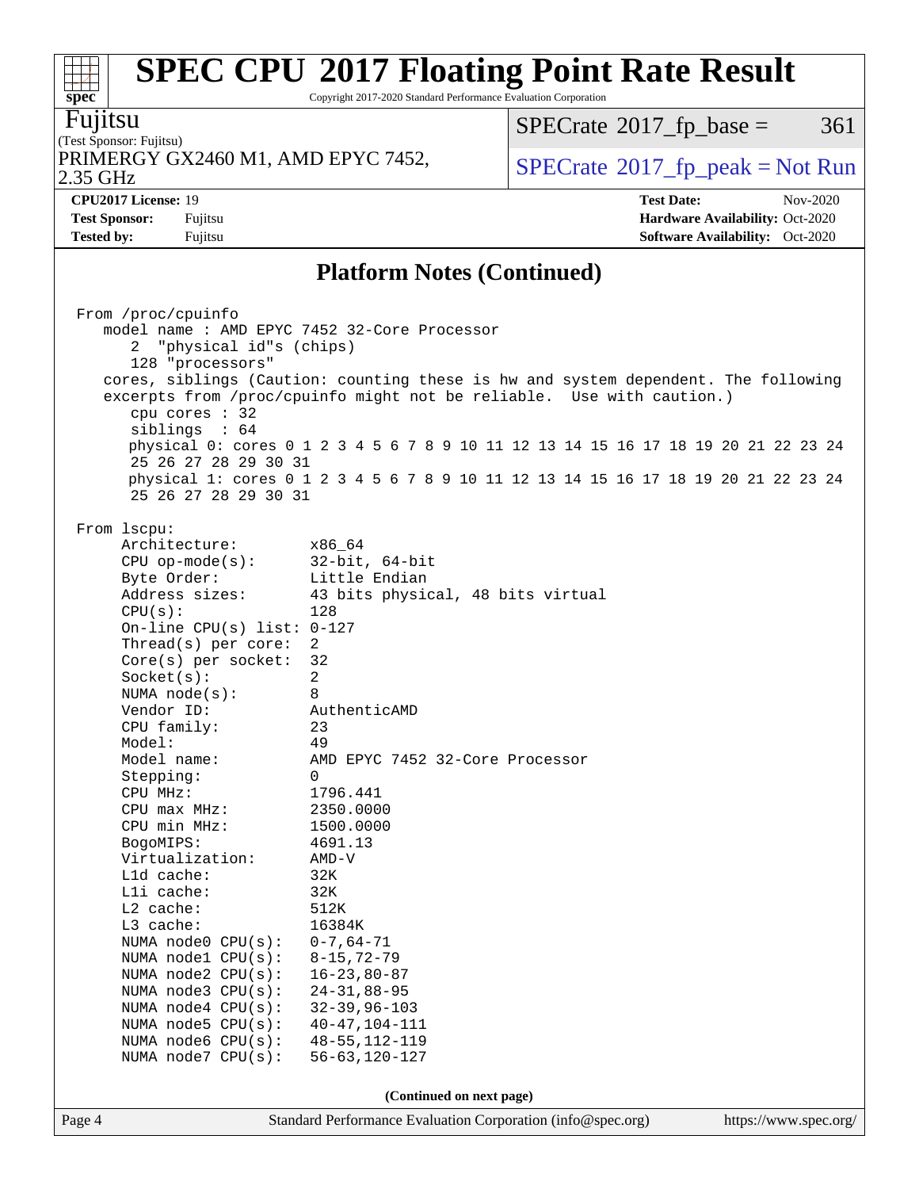## Platform Notes (Continued)

```
From /proc/cpuinfo
   model name : AMD EPYC 7452 32-Core Processor
      2  "physical id"s (chips)
      128 "processors"
   cores, siblings (Caution: counting these is hw and system dependent. The following
   excerpts from /proc/cpuinfo might not be reliable.  Use with caution.)
      cpu cores : 32
      siblings  : 64
      physical 0: cores 0 1 2 3 4 5 6 7 8 9 10 11 12 13 14 15 16 17 18 19 20 21 22 23 24
      25 26 27 28 29 30 31
      physical 1: cores 0 1 2 3 4 5 6 7 8 9 10 11 12 13 14 15 16 17 18 19 20 21 22 23 24
      25 26 27 28 29 30 31

From lscpu:
     Architecture:        x86_64
     CPU op-mode(s):      32-bit, 64-bit
     Byte Order:          Little Endian
     Address sizes:       43 bits physical, 48 bits virtual
     CPU(s):              128
     On-line CPU(s) list: 0-127
     Thread(s) per core:  2
     Core(s) per socket:  32
     Socket(s):           2
     NUMA node(s):        8
     Vendor ID:           AuthenticAMD
     CPU family:          23
     Model:               49
     Model name:          AMD EPYC 7452 32-Core Processor
     Stepping:            0
     CPU MHz:             1796.441
     CPU max MHz:         2350.0000
     CPU min MHz:         1500.0000
     BogoMIPS:            4691.13
     Virtualization:      AMD-V
     L1d cache:           32K
     L1i cache:           32K
     L2 cache:            512K
     L3 cache:            16384K
     NUMA node0 CPU(s):   0-7,64-71
     NUMA node1 CPU(s):   8-15,72-79
     NUMA node2 CPU(s):   16-23,80-87
     NUMA node3 CPU(s):   24-31,88-95
     NUMA node4 CPU(s):   32-39,96-103
     NUMA node5 CPU(s):   40-47,104-111
     NUMA node6 CPU(s):   48-55,112-119
     NUMA node7 CPU(s):   56-63,120-127
```

**(Continued on next page)**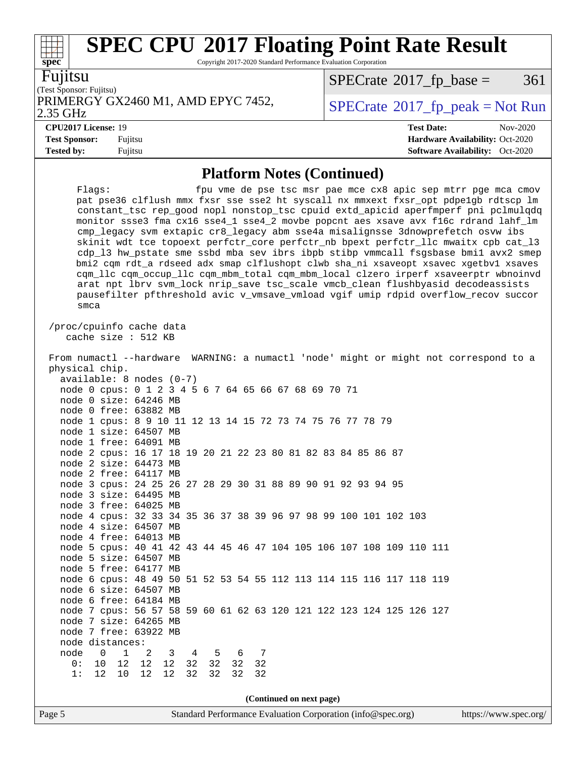# SPEC CPU 2017 Floating Point Rate Result

Copyright 2017-2020 Standard Performance Evaluation Corporation

**Fujitsu**
(Test Sponsor: Fujitsu)
PRIMERGY GX2460 M1, AMD EPYC 7452, 2.35 GHz

SPECrate 2017_fp_base = 361
SPECrate 2017_fp_peak = Not Run

**CPU2017 License:** 19
**Test Sponsor:** Fujitsu
**Tested by:** Fujitsu

**Test Date:** Nov-2020
**Hardware Availability:** Oct-2020
**Software Availability:** Oct-2020

## Platform Notes (Continued)

```
     Flags:              fpu vme de pse tsc msr pae mce cx8 apic sep mtrr pge mca cmov
     pat pse36 clflush mmx fxsr sse sse2 ht syscall nx mmxext fxsr_opt pdpe1gb rdtscp lm
     constant_tsc rep_good nopl nonstop_tsc cpuid extd_apicid aperfmperf pni pclmulqdq
     monitor ssse3 fma cx16 sse4_1 sse4_2 movbe popcnt aes xsave avx f16c rdrand lahf_lm
     cmp_legacy svm extapic cr8_legacy abm sse4a misalignsse 3dnowprefetch osvw ibs
     skinit wdt tce topoext perfctr_core perfctr_nb bpext perfctr_llc mwaitx cpb cat_l3
     cdp_l3 hw_pstate sme ssbd mba sev ibrs ibpb stibp vmmcall fsgsbase bmi1 avx2 smep
     bmi2 cqm rdt_a rdseed adx smap clflushopt clwb sha_ni xsaveopt xsavec xgetbv1 xsaves
     cqm_llc cqm_occup_llc cqm_mbm_total cqm_mbm_local clzero irperf xsaveerptr wbnoinvd
     arat npt lbrv svm_lock nrip_save tsc_scale vmcb_clean flushbyasid decodeassists
     pausefilter pfthreshold avic v_vmsave_vmload vgif umip rdpid overflow_recov succor
     smca

 /proc/cpuinfo cache data
    cache size : 512 KB

 From numactl --hardware  WARNING: a numactl 'node' might or might not correspond to a
 physical chip.
   available: 8 nodes (0-7)
   node 0 cpus: 0 1 2 3 4 5 6 7 64 65 66 67 68 69 70 71
   node 0 size: 64246 MB
   node 0 free: 63882 MB
   node 1 cpus: 8 9 10 11 12 13 14 15 72 73 74 75 76 77 78 79
   node 1 size: 64507 MB
   node 1 free: 64091 MB
   node 2 cpus: 16 17 18 19 20 21 22 23 80 81 82 83 84 85 86 87
   node 2 size: 64473 MB
   node 2 free: 64117 MB
   node 3 cpus: 24 25 26 27 28 29 30 31 88 89 90 91 92 93 94 95
   node 3 size: 64495 MB
   node 3 free: 64025 MB
   node 4 cpus: 32 33 34 35 36 37 38 39 96 97 98 99 100 101 102 103
   node 4 size: 64507 MB
   node 4 free: 64013 MB
   node 5 cpus: 40 41 42 43 44 45 46 47 104 105 106 107 108 109 110 111
   node 5 size: 64507 MB
   node 5 free: 64177 MB
   node 6 cpus: 48 49 50 51 52 53 54 55 112 113 114 115 116 117 118 119
   node 6 size: 64507 MB
   node 6 free: 64184 MB
   node 7 cpus: 56 57 58 59 60 61 62 63 120 121 122 123 124 125 126 127
   node 7 size: 64265 MB
   node 7 free: 63922 MB
   node distances:
   node   0   1   2   3   4   5   6   7
     0:  10  12  12  12  32  32  32  32
     1:  12  10  12  12  32  32  32  32
```

(Continued on next page)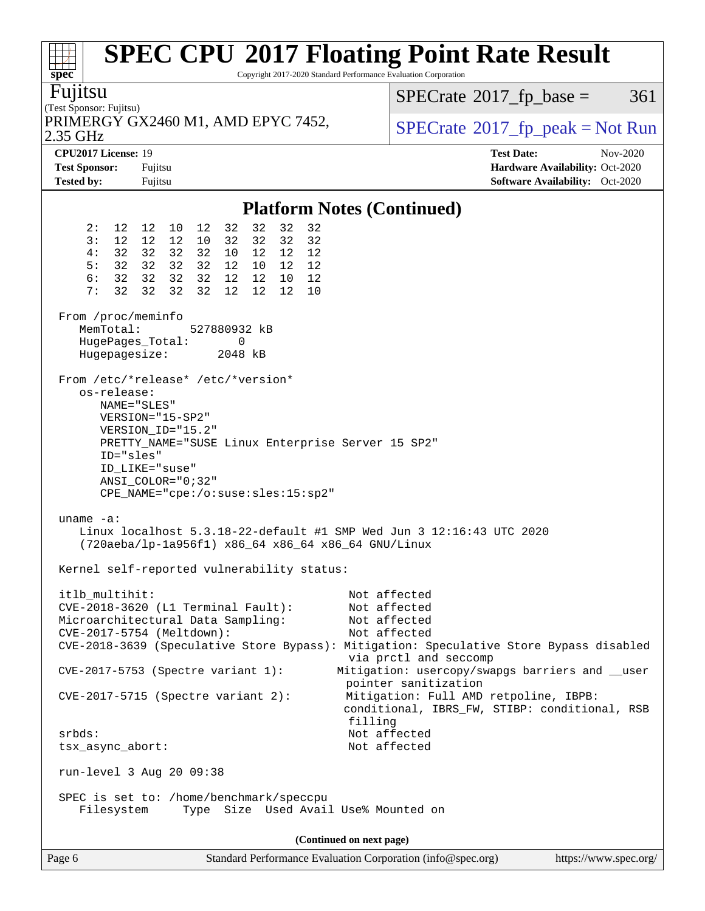# SPEC CPU 2017 Floating Point Rate Result

Copyright 2017-2020 Standard Performance Evaluation Corporation

**Fujitsu**
(Test Sponsor: Fujitsu)
PRIMERGY GX2460 M1, AMD EPYC 7452, 2.35 GHz

SPECrate 2017_fp_base = 361
SPECrate 2017_fp_peak = Not Run

**CPU2017 License:** 19
**Test Sponsor:** Fujitsu
**Tested by:** Fujitsu

**Test Date:** Nov-2020
**Hardware Availability:** Oct-2020
**Software Availability:** Oct-2020

## Platform Notes (Continued)

```
     2:  12  12  10  12  32  32  32  32
     3:  12  12  12  10  32  32  32  32
     4:  32  32  32  32  10  12  12  12
     5:  32  32  32  32  12  10  12  12
     6:  32  32  32  32  12  12  10  12
     7:  32  32  32  32  12  12  12  10

 From /proc/meminfo
    MemTotal:       527880932 kB
    HugePages_Total:       0
    Hugepagesize:       2048 kB

 From /etc/*release* /etc/*version*
    os-release:
       NAME="SLES"
       VERSION="15-SP2"
       VERSION_ID="15.2"
       PRETTY_NAME="SUSE Linux Enterprise Server 15 SP2"
       ID="sles"
       ID_LIKE="suse"
       ANSI_COLOR="0;32"
       CPE_NAME="cpe:/o:suse:sles:15:sp2"

 uname -a:
    Linux localhost 5.3.18-22-default #1 SMP Wed Jun 3 12:16:43 UTC 2020
    (720aeba/lp-1a956f1) x86_64 x86_64 x86_64 GNU/Linux

 Kernel self-reported vulnerability status:

 itlb_multihit:                                         Not affected
 CVE-2018-3620 (L1 Terminal Fault):                     Not affected
 Microarchitectural Data Sampling:                      Not affected
 CVE-2017-5754 (Meltdown):                              Not affected
 CVE-2018-3639 (Speculative Store Bypass): Mitigation: Speculative Store Bypass disabled
                                                        via prctl and seccomp
 CVE-2017-5753 (Spectre variant 1):                   Mitigation: usercopy/swapgs barriers and __user
                                                        pointer sanitization
 CVE-2017-5715 (Spectre variant 2):                    Mitigation: Full AMD retpoline, IBPB:
                                                       conditional, IBRS_FW, STIBP: conditional, RSB
                                                        filling
 srbds:                                                 Not affected
 tsx_async_abort:                                       Not affected

 run-level 3 Aug 20 09:38

 SPEC is set to: /home/benchmark/speccpu
    Filesystem     Type  Size  Used Avail Use% Mounted on
```

(Continued on next page)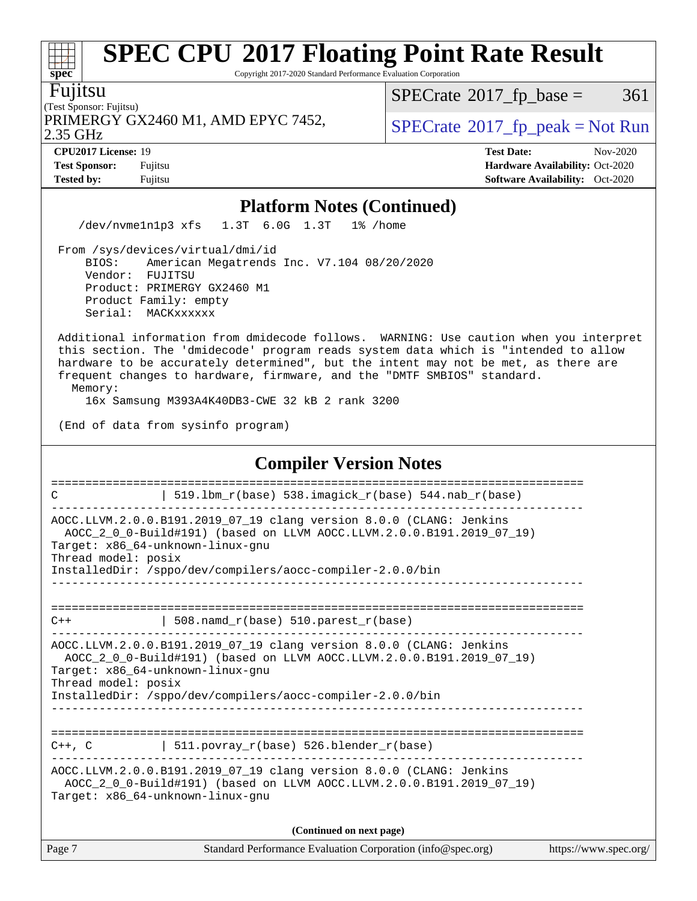## Platform Notes (Continued)

```
    /dev/nvme1n1p3 xfs   1.3T  6.0G  1.3T   1% /home

 From /sys/devices/virtual/dmi/id
     BIOS:    American Megatrends Inc. V7.104 08/20/2020
     Vendor:  FUJITSU
     Product: PRIMERGY GX2460 M1
     Product Family: empty
     Serial:  MACKxxxxxx

 Additional information from dmidecode follows.  WARNING: Use caution when you interpret
 this section. The 'dmidecode' program reads system data which is "intended to allow
 hardware to be accurately determined", but the intent may not be met, as there are
 frequent changes to hardware, firmware, and the "DMTF SMBIOS" standard.
   Memory:
     16x Samsung M393A4K40DB3-CWE 32 kB 2 rank 3200

 (End of data from sysinfo program)
```

## Compiler Version Notes

```
==============================================================================
C               | 519.lbm_r(base) 538.imagick_r(base) 544.nab_r(base)
------------------------------------------------------------------------------
AOCC.LLVM.2.0.0.B191.2019_07_19 clang version 8.0.0 (CLANG: Jenkins
  AOCC_2_0_0-Build#191) (based on LLVM AOCC.LLVM.2.0.0.B191.2019_07_19)
Target: x86_64-unknown-linux-gnu
Thread model: posix
InstalledDir: /sppo/dev/compilers/aocc-compiler-2.0.0/bin
------------------------------------------------------------------------------

==============================================================================
C++             | 508.namd_r(base) 510.parest_r(base)
------------------------------------------------------------------------------
AOCC.LLVM.2.0.0.B191.2019_07_19 clang version 8.0.0 (CLANG: Jenkins
  AOCC_2_0_0-Build#191) (based on LLVM AOCC.LLVM.2.0.0.B191.2019_07_19)
Target: x86_64-unknown-linux-gnu
Thread model: posix
InstalledDir: /sppo/dev/compilers/aocc-compiler-2.0.0/bin
------------------------------------------------------------------------------

==============================================================================
C++, C          | 511.povray_r(base) 526.blender_r(base)
------------------------------------------------------------------------------
AOCC.LLVM.2.0.0.B191.2019_07_19 clang version 8.0.0 (CLANG: Jenkins
  AOCC_2_0_0-Build#191) (based on LLVM AOCC.LLVM.2.0.0.B191.2019_07_19)
Target: x86_64-unknown-linux-gnu
```

(Continued on next page)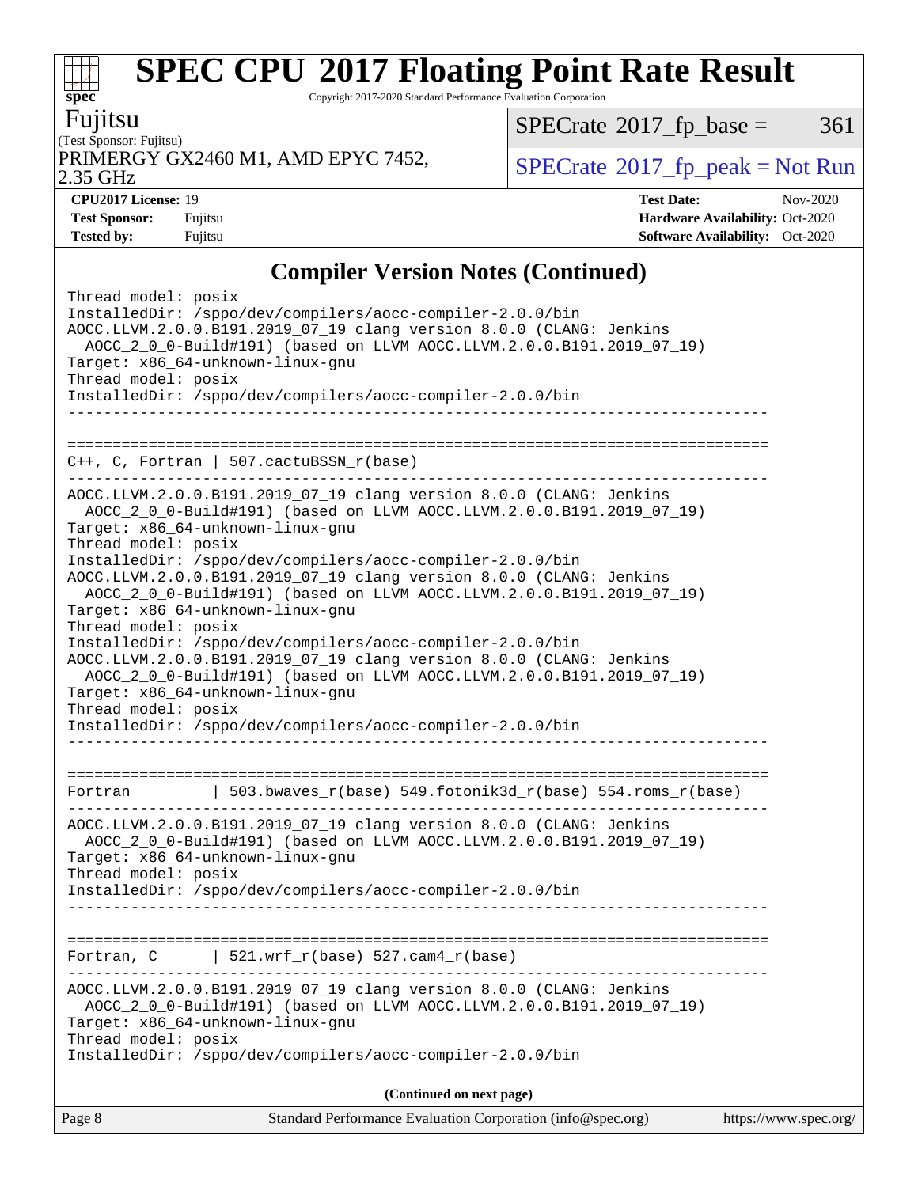## Compiler Version Notes (Continued)

```
Thread model: posix
InstalledDir: /sppo/dev/compilers/aocc-compiler-2.0.0/bin
AOCC.LLVM.2.0.0.B191.2019_07_19 clang version 8.0.0 (CLANG: Jenkins
  AOCC_2_0_0-Build#191) (based on LLVM AOCC.LLVM.2.0.0.B191.2019_07_19)
Target: x86_64-unknown-linux-gnu
Thread model: posix
InstalledDir: /sppo/dev/compilers/aocc-compiler-2.0.0/bin
------------------------------------------------------------------------------

==============================================================================
C++, C, Fortran | 507.cactuBSSN_r(base)
------------------------------------------------------------------------------
AOCC.LLVM.2.0.0.B191.2019_07_19 clang version 8.0.0 (CLANG: Jenkins
  AOCC_2_0_0-Build#191) (based on LLVM AOCC.LLVM.2.0.0.B191.2019_07_19)
Target: x86_64-unknown-linux-gnu
Thread model: posix
InstalledDir: /sppo/dev/compilers/aocc-compiler-2.0.0/bin
AOCC.LLVM.2.0.0.B191.2019_07_19 clang version 8.0.0 (CLANG: Jenkins
  AOCC_2_0_0-Build#191) (based on LLVM AOCC.LLVM.2.0.0.B191.2019_07_19)
Target: x86_64-unknown-linux-gnu
Thread model: posix
InstalledDir: /sppo/dev/compilers/aocc-compiler-2.0.0/bin
AOCC.LLVM.2.0.0.B191.2019_07_19 clang version 8.0.0 (CLANG: Jenkins
  AOCC_2_0_0-Build#191) (based on LLVM AOCC.LLVM.2.0.0.B191.2019_07_19)
Target: x86_64-unknown-linux-gnu
Thread model: posix
InstalledDir: /sppo/dev/compilers/aocc-compiler-2.0.0/bin
------------------------------------------------------------------------------

==============================================================================
Fortran         | 503.bwaves_r(base) 549.fotonik3d_r(base) 554.roms_r(base)
------------------------------------------------------------------------------
AOCC.LLVM.2.0.0.B191.2019_07_19 clang version 8.0.0 (CLANG: Jenkins
  AOCC_2_0_0-Build#191) (based on LLVM AOCC.LLVM.2.0.0.B191.2019_07_19)
Target: x86_64-unknown-linux-gnu
Thread model: posix
InstalledDir: /sppo/dev/compilers/aocc-compiler-2.0.0/bin
------------------------------------------------------------------------------

==============================================================================
Fortran, C      | 521.wrf_r(base) 527.cam4_r(base)
------------------------------------------------------------------------------
AOCC.LLVM.2.0.0.B191.2019_07_19 clang version 8.0.0 (CLANG: Jenkins
  AOCC_2_0_0-Build#191) (based on LLVM AOCC.LLVM.2.0.0.B191.2019_07_19)
Target: x86_64-unknown-linux-gnu
Thread model: posix
InstalledDir: /sppo/dev/compilers/aocc-compiler-2.0.0/bin
```

**(Continued on next page)**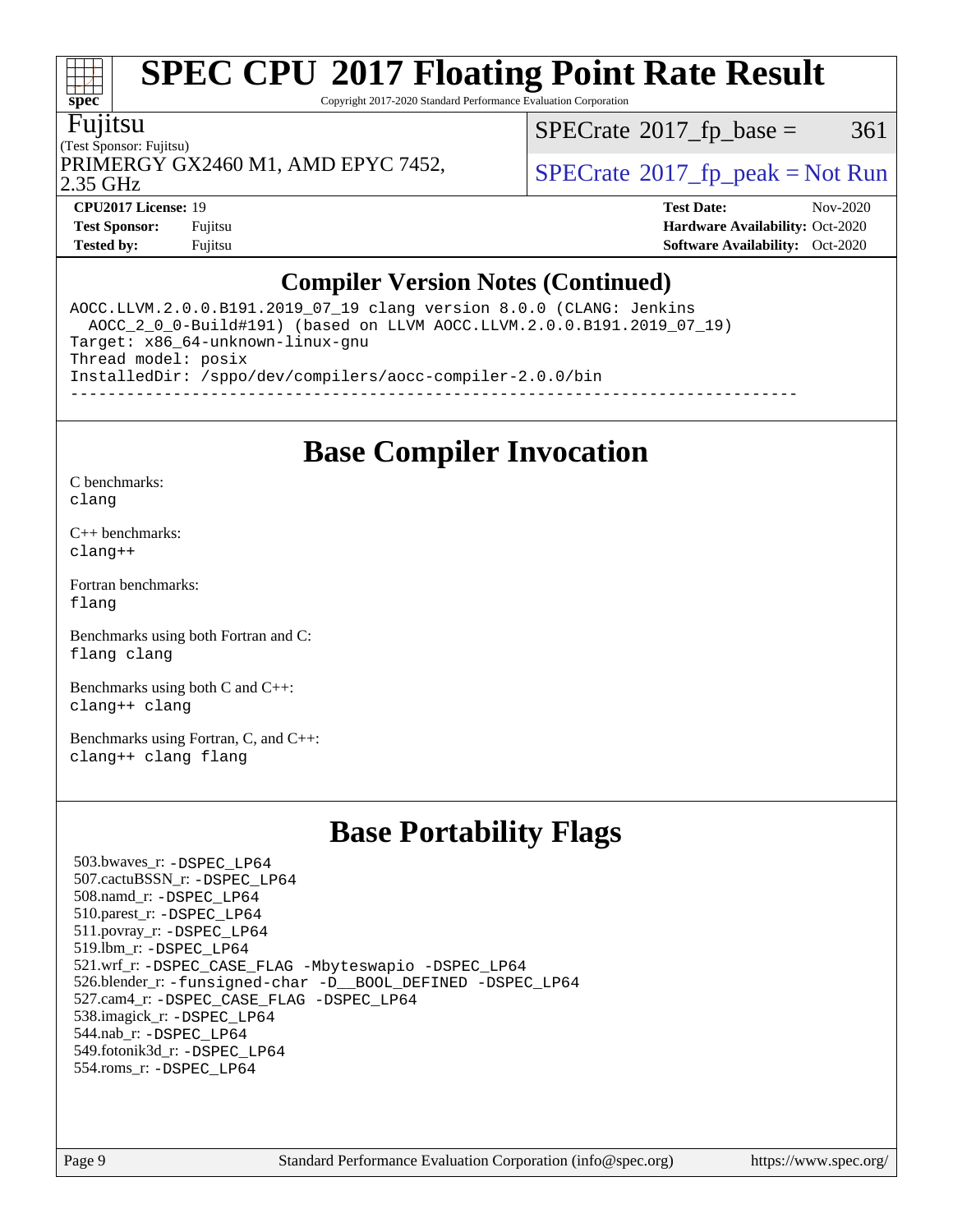## Compiler Version Notes (Continued)

```
AOCC.LLVM.2.0.0.B191.2019_07_19 clang version 8.0.0 (CLANG: Jenkins
  AOCC_2_0_0-Build#191) (based on LLVM AOCC.LLVM.2.0.0.B191.2019_07_19)
Target: x86_64-unknown-linux-gnu
Thread model: posix
InstalledDir: /sppo/dev/compilers/aocc-compiler-2.0.0/bin
------------------------------------------------------------------------------
```

## Base Compiler Invocation

C benchmarks:
`clang`

C++ benchmarks:
`clang++`

Fortran benchmarks:
`flang`

Benchmarks using both Fortran and C:
`flang clang`

Benchmarks using both C and C++:
`clang++ clang`

Benchmarks using Fortran, C, and C++:
`clang++ clang flang`

## Base Portability Flags

503.bwaves_r: `-DSPEC_LP64`
507.cactuBSSN_r: `-DSPEC_LP64`
508.namd_r: `-DSPEC_LP64`
510.parest_r: `-DSPEC_LP64`
511.povray_r: `-DSPEC_LP64`
519.lbm_r: `-DSPEC_LP64`
521.wrf_r: `-DSPEC_CASE_FLAG -Mbyteswapio -DSPEC_LP64`
526.blender_r: `-funsigned-char -D__BOOL_DEFINED -DSPEC_LP64`
527.cam4_r: `-DSPEC_CASE_FLAG -DSPEC_LP64`
538.imagick_r: `-DSPEC_LP64`
544.nab_r: `-DSPEC_LP64`
549.fotonik3d_r: `-DSPEC_LP64`
554.roms_r: `-DSPEC_LP64`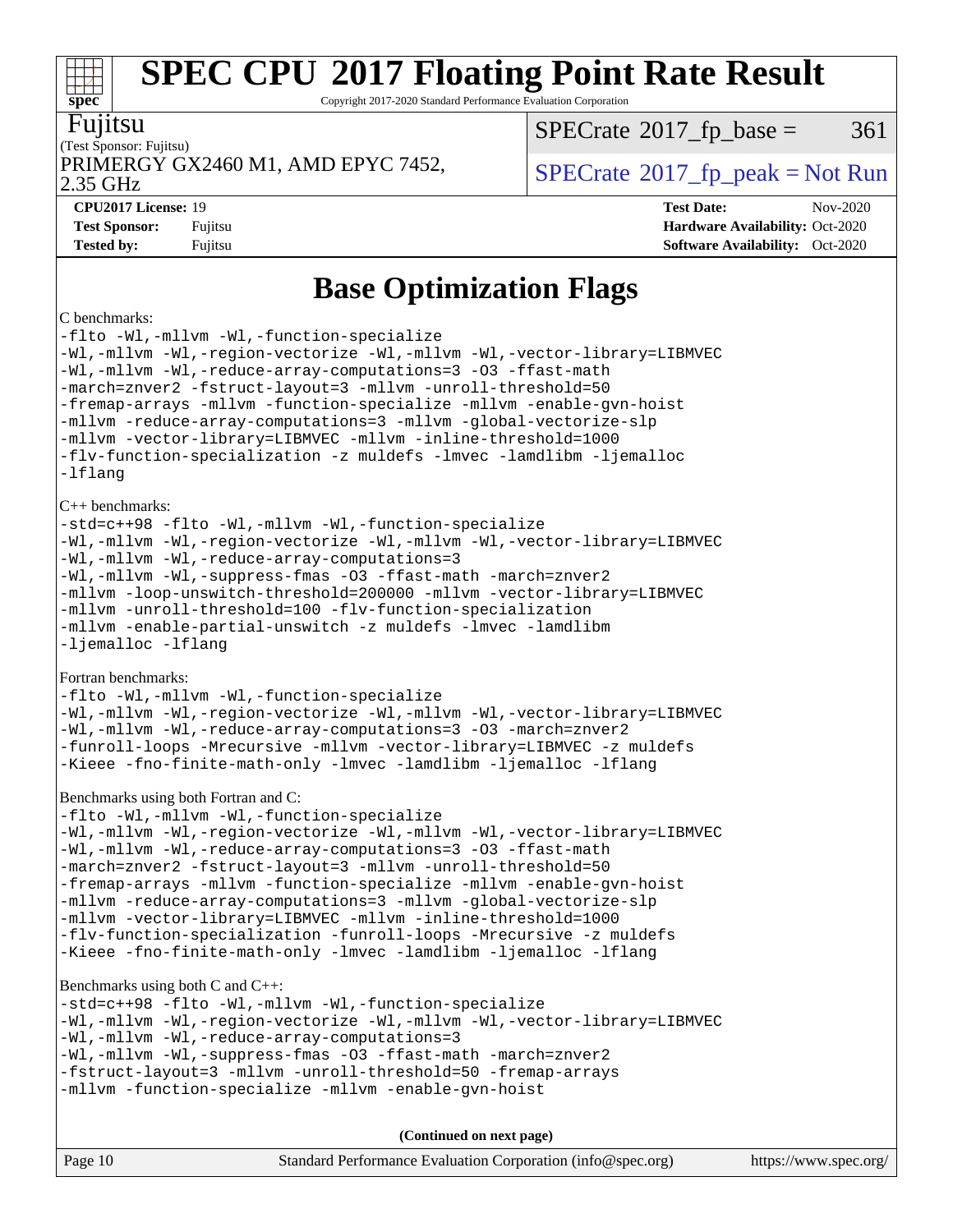# Base Optimization Flags

C benchmarks:

```
-flto -Wl,-mllvm -Wl,-function-specialize
-Wl,-mllvm -Wl,-region-vectorize -Wl,-mllvm -Wl,-vector-library=LIBMVEC
-Wl,-mllvm -Wl,-reduce-array-computations=3 -O3 -ffast-math
-march=znver2 -fstruct-layout=3 -mllvm -unroll-threshold=50
-fremap-arrays -mllvm -function-specialize -mllvm -enable-gvn-hoist
-mllvm -reduce-array-computations=3 -mllvm -global-vectorize-slp
-mllvm -vector-library=LIBMVEC -mllvm -inline-threshold=1000
-flv-function-specialization -z muldefs -lmvec -lamdlibm -ljemalloc
-lflang
```

C++ benchmarks:

```
-std=c++98 -flto -Wl,-mllvm -Wl,-function-specialize
-Wl,-mllvm -Wl,-region-vectorize -Wl,-mllvm -Wl,-vector-library=LIBMVEC
-Wl,-mllvm -Wl,-reduce-array-computations=3
-Wl,-mllvm -Wl,-suppress-fmas -O3 -ffast-math -march=znver2
-mllvm -loop-unswitch-threshold=200000 -mllvm -vector-library=LIBMVEC
-mllvm -unroll-threshold=100 -flv-function-specialization
-mllvm -enable-partial-unswitch -z muldefs -lmvec -lamdlibm
-ljemalloc -lflang
```

Fortran benchmarks:

```
-flto -Wl,-mllvm -Wl,-function-specialize
-Wl,-mllvm -Wl,-region-vectorize -Wl,-mllvm -Wl,-vector-library=LIBMVEC
-Wl,-mllvm -Wl,-reduce-array-computations=3 -O3 -march=znver2
-funroll-loops -Mrecursive -mllvm -vector-library=LIBMVEC -z muldefs
-Kieee -fno-finite-math-only -lmvec -lamdlibm -ljemalloc -lflang
```

Benchmarks using both Fortran and C:

```
-flto -Wl,-mllvm -Wl,-function-specialize
-Wl,-mllvm -Wl,-region-vectorize -Wl,-mllvm -Wl,-vector-library=LIBMVEC
-Wl,-mllvm -Wl,-reduce-array-computations=3 -O3 -ffast-math
-march=znver2 -fstruct-layout=3 -mllvm -unroll-threshold=50
-fremap-arrays -mllvm -function-specialize -mllvm -enable-gvn-hoist
-mllvm -reduce-array-computations=3 -mllvm -global-vectorize-slp
-mllvm -vector-library=LIBMVEC -mllvm -inline-threshold=1000
-flv-function-specialization -funroll-loops -Mrecursive -z muldefs
-Kieee -fno-finite-math-only -lmvec -lamdlibm -ljemalloc -lflang
```

Benchmarks using both C and C++:

```
-std=c++98 -flto -Wl,-mllvm -Wl,-function-specialize
-Wl,-mllvm -Wl,-region-vectorize -Wl,-mllvm -Wl,-vector-library=LIBMVEC
-Wl,-mllvm -Wl,-reduce-array-computations=3
-Wl,-mllvm -Wl,-suppress-fmas -O3 -ffast-math -march=znver2
-fstruct-layout=3 -mllvm -unroll-threshold=50 -fremap-arrays
-mllvm -function-specialize -mllvm -enable-gvn-hoist
```

**(Continued on next page)**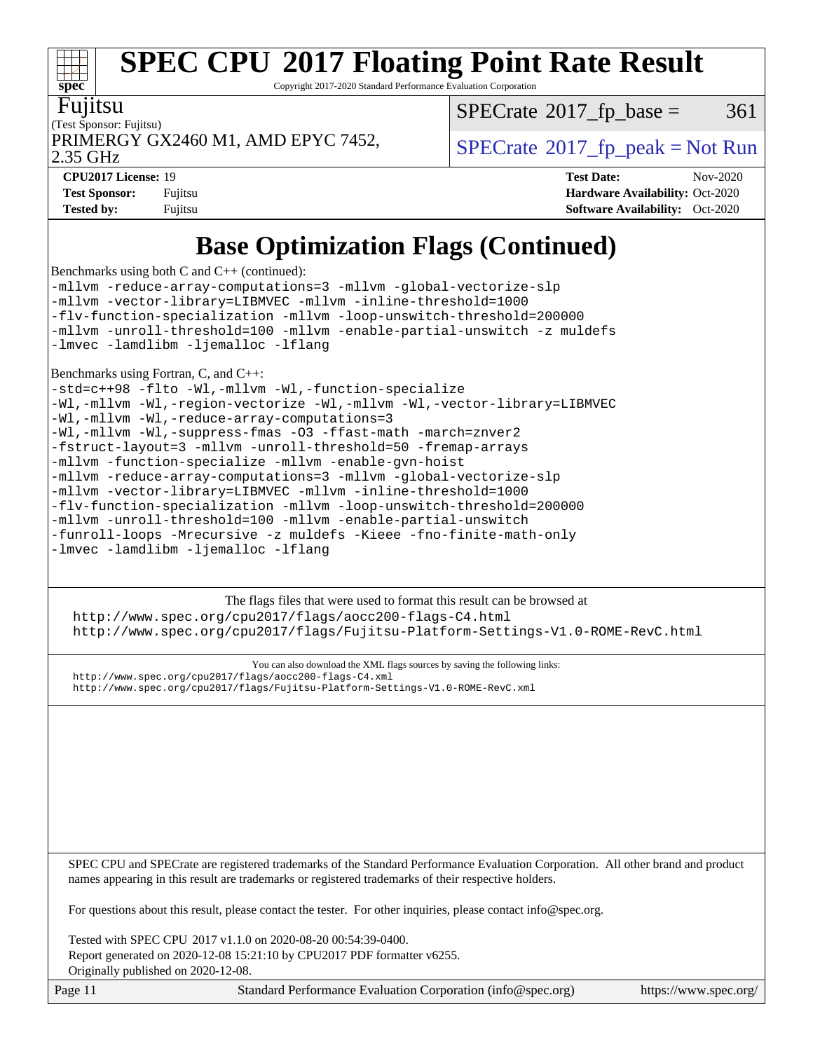# SPEC CPU 2017 Floating Point Rate Result

Copyright 2017-2020 Standard Performance Evaluation Corporation

Fujitsu

(Test Sponsor: Fujitsu)

PRIMERGY GX2460 M1, AMD EPYC 7452, 2.35 GHz

SPECrate 2017_fp_base = 361

SPECrate 2017_fp_peak = Not Run

| | | | |
|---|---|---|---|
| **CPU2017 License:** | 19 | **Test Date:** | Nov-2020 |
| **Test Sponsor:** | Fujitsu | **Hardware Availability:** | Oct-2020 |
| **Tested by:** | Fujitsu | **Software Availability:** | Oct-2020 |

## Base Optimization Flags (Continued)

Benchmarks using both C and C++ (continued):

```
-mllvm -reduce-array-computations=3 -mllvm -global-vectorize-slp
-mllvm -vector-library=LIBMVEC -mllvm -inline-threshold=1000
-flv-function-specialization -mllvm -loop-unswitch-threshold=200000
-mllvm -unroll-threshold=100 -mllvm -enable-partial-unswitch -z muldefs
-lmvec -lamdlibm -ljemalloc -lflang
```

Benchmarks using Fortran, C, and C++:

```
-std=c++98 -flto -Wl,-mllvm -Wl,-function-specialize
-Wl,-mllvm -Wl,-region-vectorize -Wl,-mllvm -Wl,-vector-library=LIBMVEC
-Wl,-mllvm -Wl,-reduce-array-computations=3
-Wl,-mllvm -Wl,-suppress-fmas -O3 -ffast-math -march=znver2
-fstruct-layout=3 -mllvm -unroll-threshold=50 -fremap-arrays
-mllvm -function-specialize -mllvm -enable-gvn-hoist
-mllvm -reduce-array-computations=3 -mllvm -global-vectorize-slp
-mllvm -vector-library=LIBMVEC -mllvm -inline-threshold=1000
-flv-function-specialization -mllvm -loop-unswitch-threshold=200000
-mllvm -unroll-threshold=100 -mllvm -enable-partial-unswitch
-funroll-loops -Mrecursive -z muldefs -Kieee -fno-finite-math-only
-lmvec -lamdlibm -ljemalloc -lflang
```

The flags files that were used to format this result can be browsed at

http://www.spec.org/cpu2017/flags/aocc200-flags-C4.html
http://www.spec.org/cpu2017/flags/Fujitsu-Platform-Settings-V1.0-ROME-RevC.html

You can also download the XML flags sources by saving the following links:

http://www.spec.org/cpu2017/flags/aocc200-flags-C4.xml
http://www.spec.org/cpu2017/flags/Fujitsu-Platform-Settings-V1.0-ROME-RevC.xml

SPEC CPU and SPECrate are registered trademarks of the Standard Performance Evaluation Corporation. All other brand and product names appearing in this result are trademarks or registered trademarks of their respective holders.

For questions about this result, please contact the tester. For other inquiries, please contact info@spec.org.

Tested with SPEC CPU 2017 v1.1.0 on 2020-08-20 00:54:39-0400.
Report generated on 2020-12-08 15:21:10 by CPU2017 PDF formatter v6255.
Originally published on 2020-12-08.